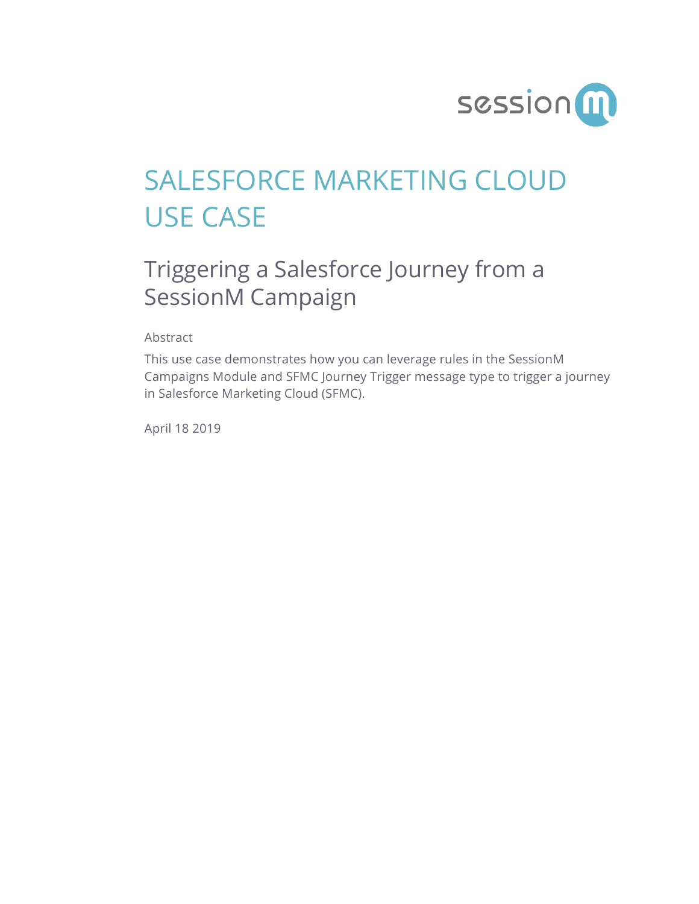# SALESFORCE MARKETING CLOUD USE CASE

## Triggering a Salesforce Journey from a SessionM Campaign

Abstract

This use case demonstrates how you can leverage rules in the SessionM Campaigns Module and SFMC Journey Trigger message type to trigger a journey in Salesforce Marketing Cloud (SFMC).

April 18 2019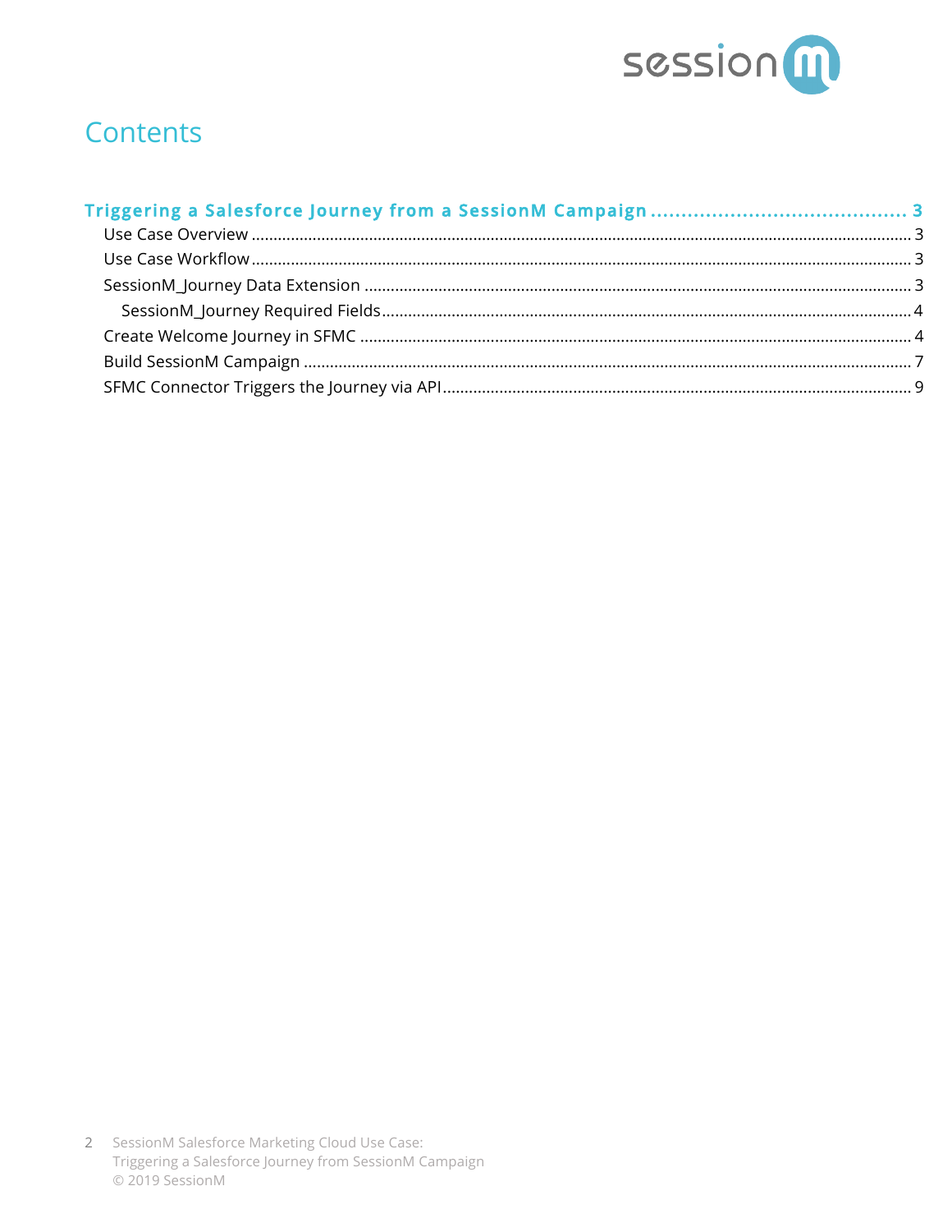# Contents

**Triggering a Salesforce Journey from a SessionM Campaign** ........................................ **3**

- Use Case Overview ........................................ 3
- Use Case Workflow ........................................ 3
- SessionM_Journey Data Extension ........................................ 3
  - SessionM_Journey Required Fields ........................................ 4
- Create Welcome Journey in SFMC ........................................ 4
- Build SessionM Campaign ........................................ 7
- SFMC Connector Triggers the Journey via API ........................................ 9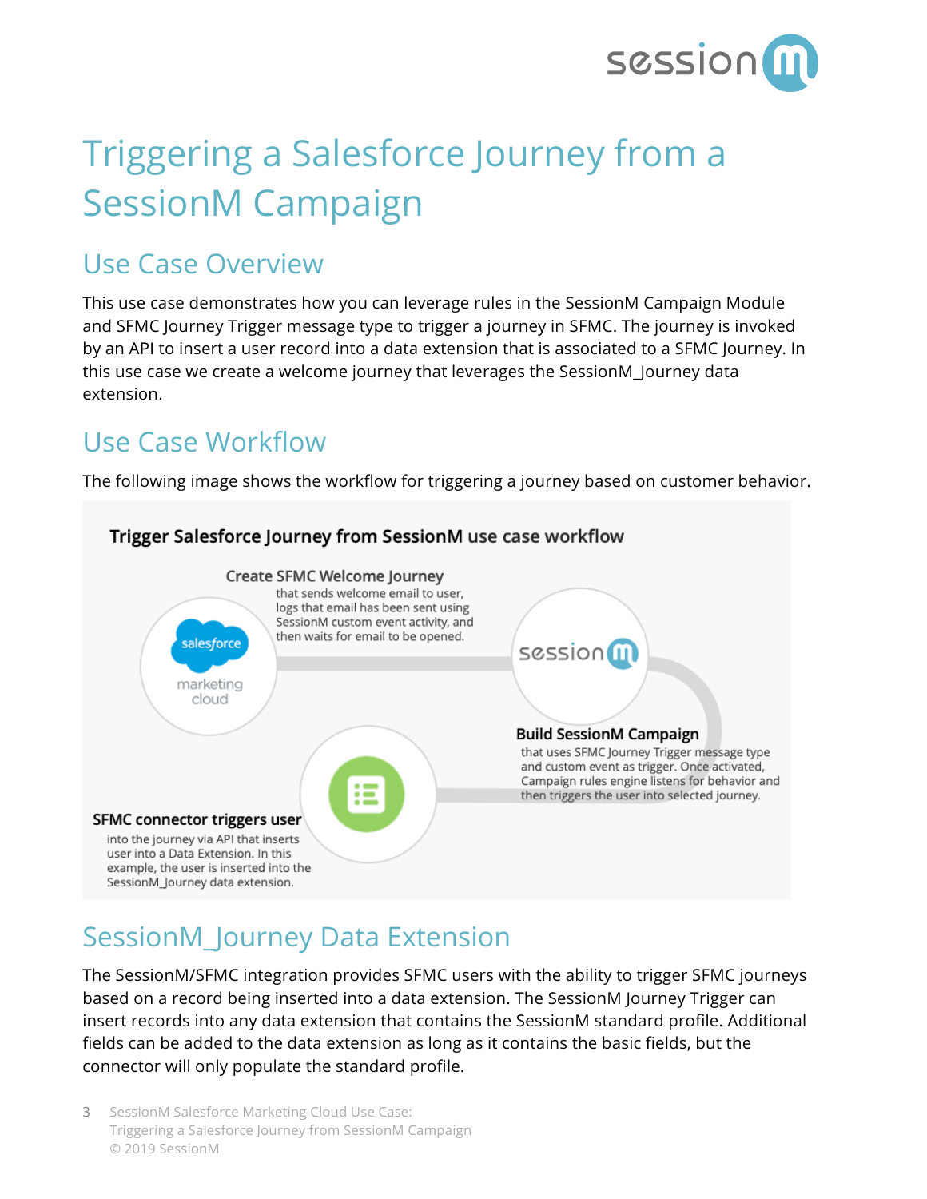# Triggering a Salesforce Journey from a SessionM Campaign

## Use Case Overview

This use case demonstrates how you can leverage rules in the SessionM Campaign Module and SFMC Journey Trigger message type to trigger a journey in SFMC. The journey is invoked by an API to insert a user record into a data extension that is associated to a SFMC Journey. In this use case we create a welcome journey that leverages the SessionM_Journey data extension.

## Use Case Workflow

The following image shows the workflow for triggering a journey based on customer behavior.

**Trigger Salesforce Journey from SessionM use case workflow**

**Create SFMC Welcome Journey** that sends welcome email to user, logs that email has been sent using SessionM custom event activity, and then waits for email to be opened.

**Build SessionM Campaign** that uses SFMC Journey Trigger message type and custom event as trigger. Once activated, Campaign rules engine listens for behavior and then triggers the user into selected journey.

**SFMC connector triggers user** into the journey via API that inserts user into a Data Extension. In this example, the user is inserted into the SessionM_Journey data extension.

## SessionM_Journey Data Extension

The SessionM/SFMC integration provides SFMC users with the ability to trigger SFMC journeys based on a record being inserted into a data extension. The SessionM Journey Trigger can insert records into any data extension that contains the SessionM standard profile. Additional fields can be added to the data extension as long as it contains the basic fields, but the connector will only populate the standard profile.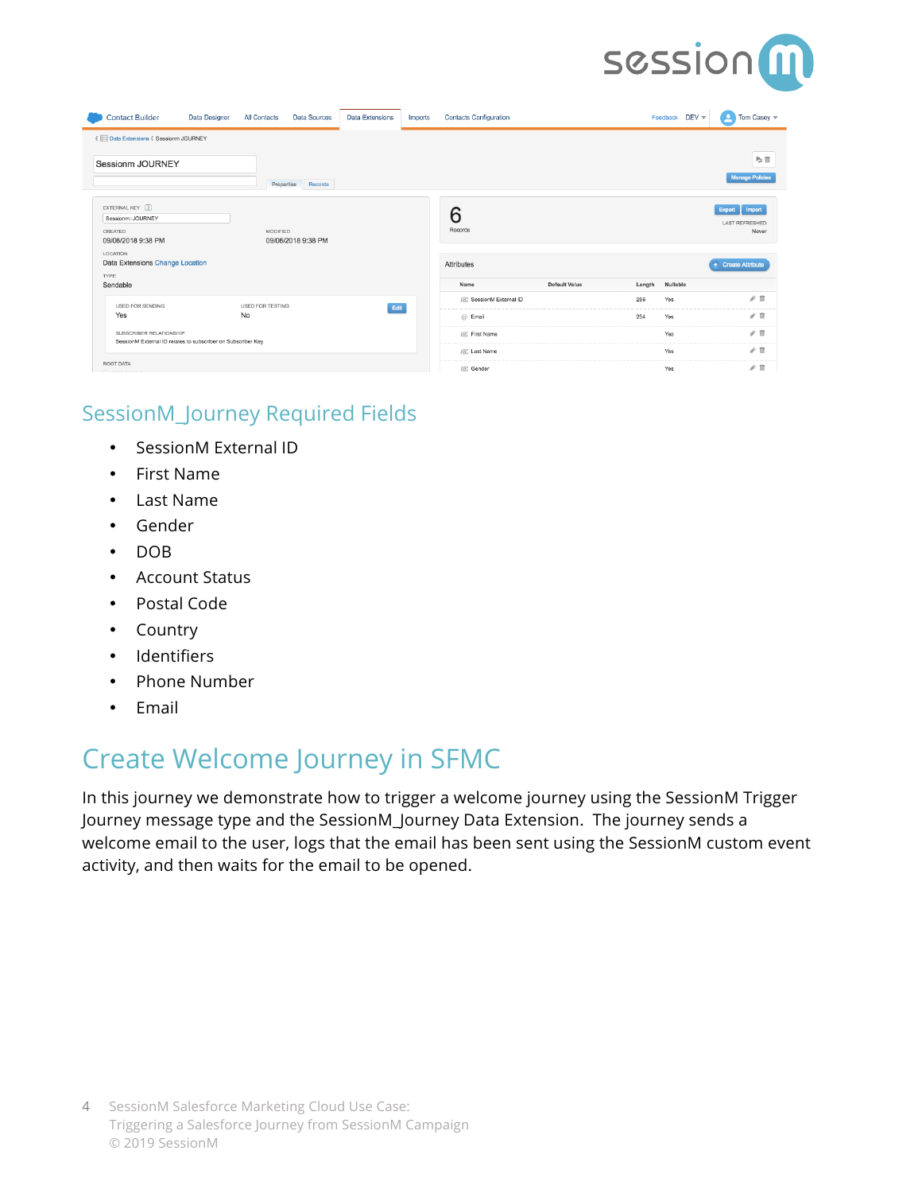## SessionM_Journey Required Fields

- SessionM External ID
- First Name
- Last Name
- Gender
- DOB
- Account Status
- Postal Code
- Country
- Identifiers
- Phone Number
- Email

# Create Welcome Journey in SFMC

In this journey we demonstrate how to trigger a welcome journey using the SessionM Trigger Journey message type and the SessionM_Journey Data Extension. The journey sends a welcome email to the user, logs that the email has been sent using the SessionM custom event activity, and then waits for the email to be opened.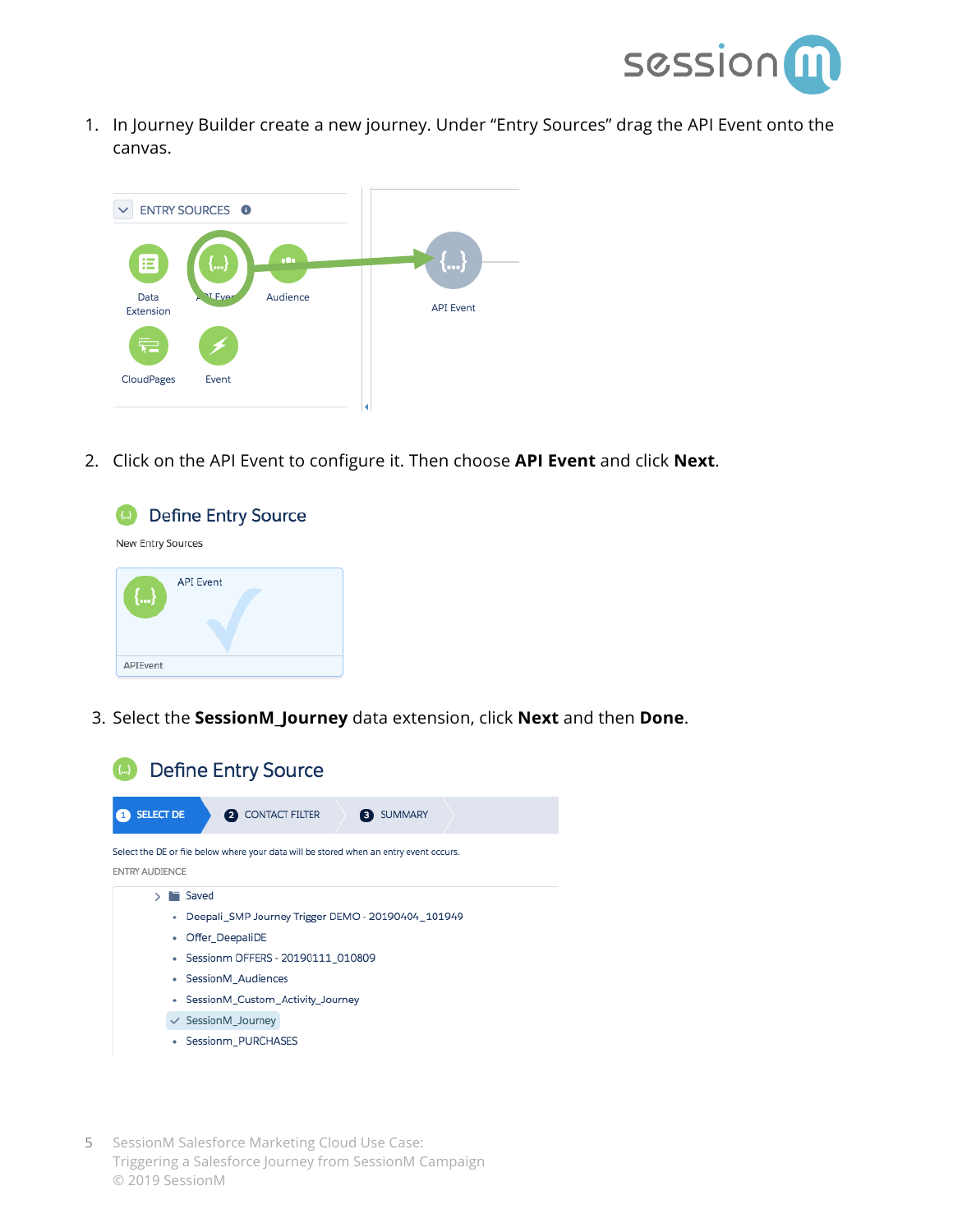1. In Journey Builder create a new journey. Under "Entry Sources" drag the API Event onto the canvas.

2. Click on the API Event to configure it. Then choose **API Event** and click **Next**.

3. Select the **SessionM_Journey** data extension, click **Next** and then **Done**.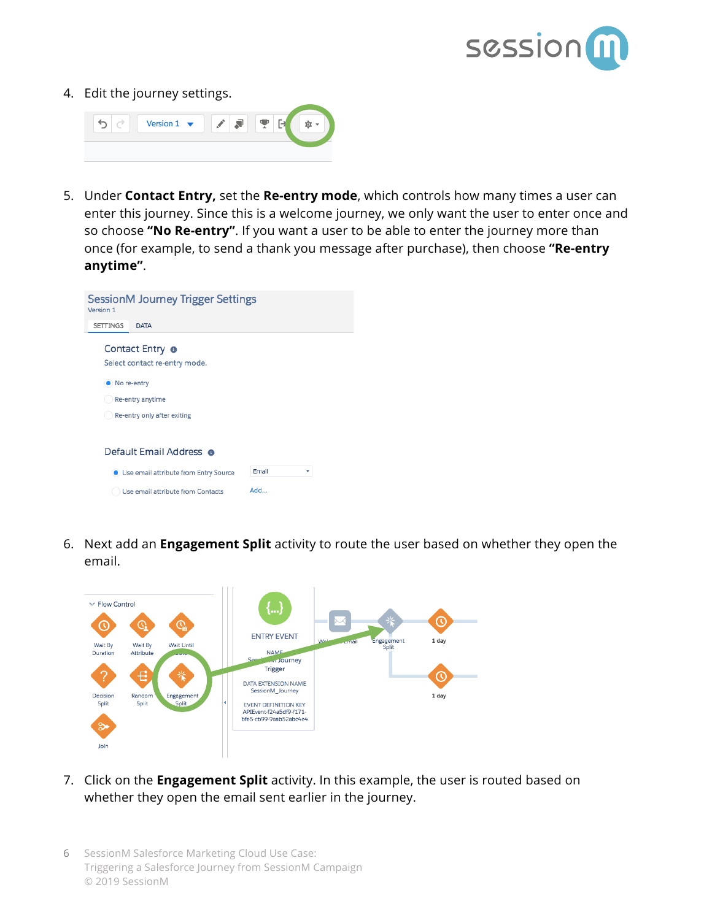4. Edit the journey settings.

5. Under **Contact Entry,** set the **Re-entry mode**, which controls how many times a user can enter this journey. Since this is a welcome journey, we only want the user to enter once and so choose **"No Re-entry"**. If you want a user to be able to enter the journey more than once (for example, to send a thank you message after purchase), then choose **"Re-entry anytime"**.

6. Next add an **Engagement Split** activity to route the user based on whether they open the email.

7. Click on the **Engagement Split** activity. In this example, the user is routed based on whether they open the email sent earlier in the journey.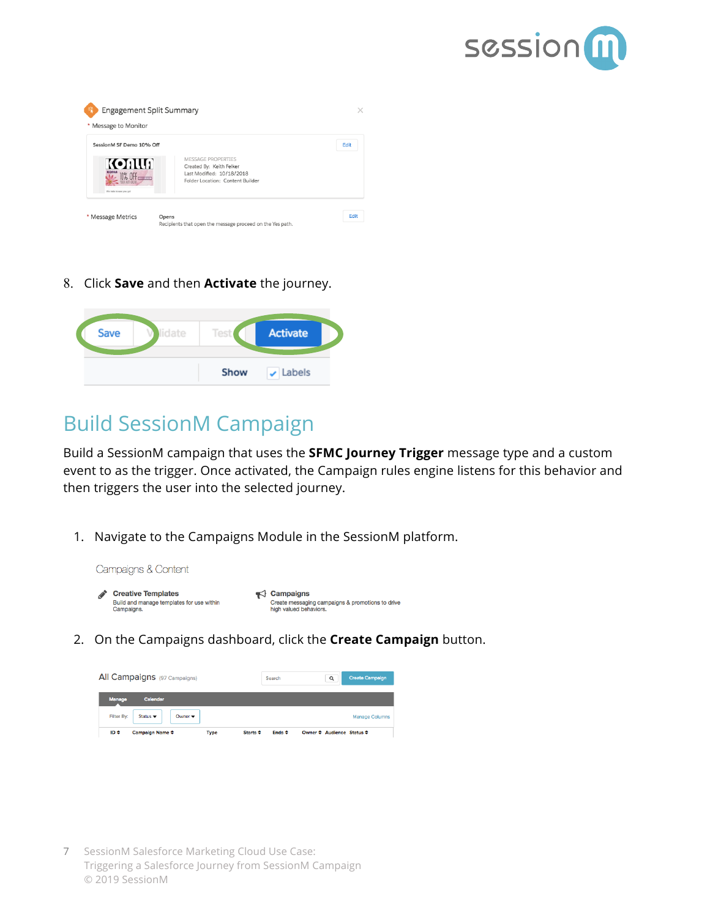8. Click **Save** and then **Activate** the journey.

## Build SessionM Campaign

Build a SessionM campaign that uses the **SFMC Journey Trigger** message type and a custom event to as the trigger. Once activated, the Campaign rules engine listens for this behavior and then triggers the user into the selected journey.

1. Navigate to the Campaigns Module in the SessionM platform.

2. On the Campaigns dashboard, click the **Create Campaign** button.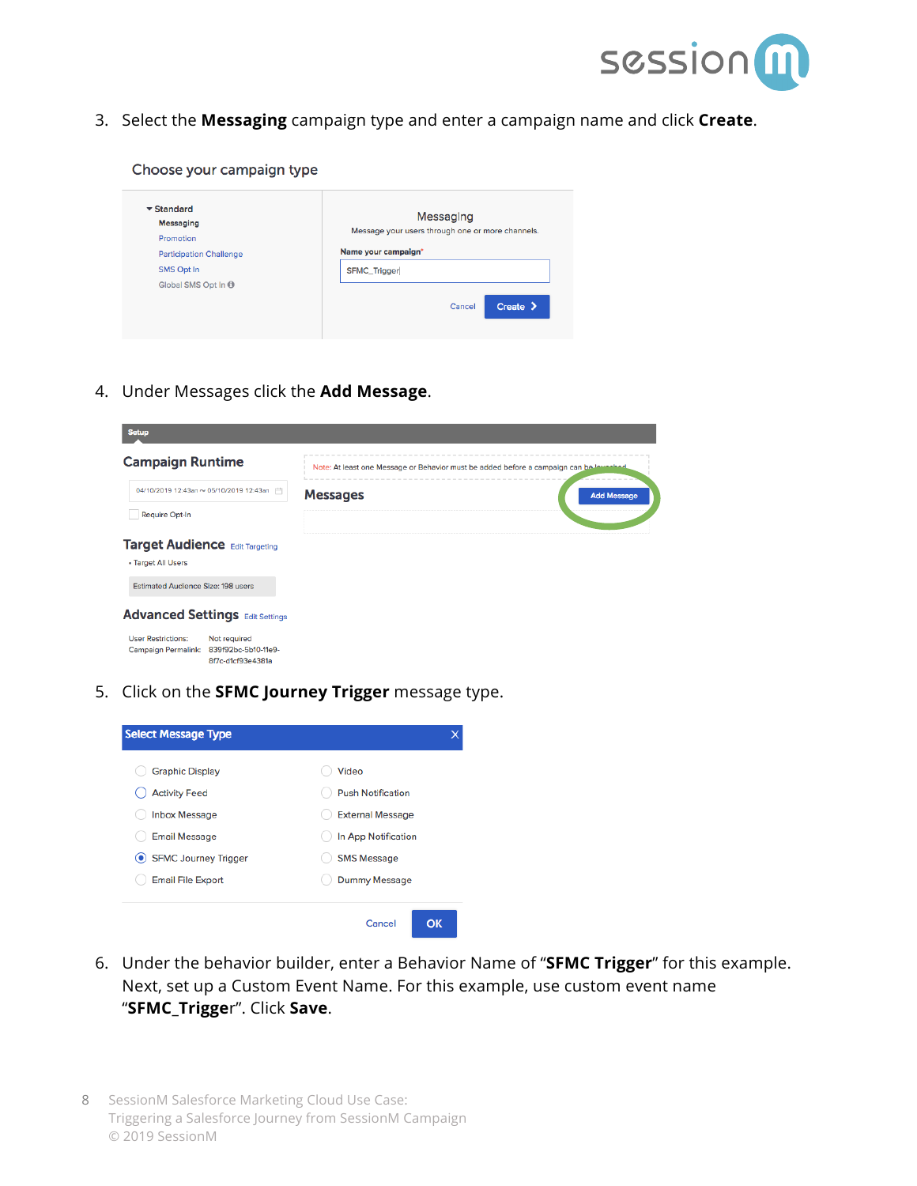3. Select the **Messaging** campaign type and enter a campaign name and click **Create**.

4. Under Messages click the **Add Message**.

5. Click on the **SFMC Journey Trigger** message type.

6. Under the behavior builder, enter a Behavior Name of "**SFMC Trigger**" for this example. Next, set up a Custom Event Name. For this example, use custom event name "**SFMC_Trigger**". Click **Save**.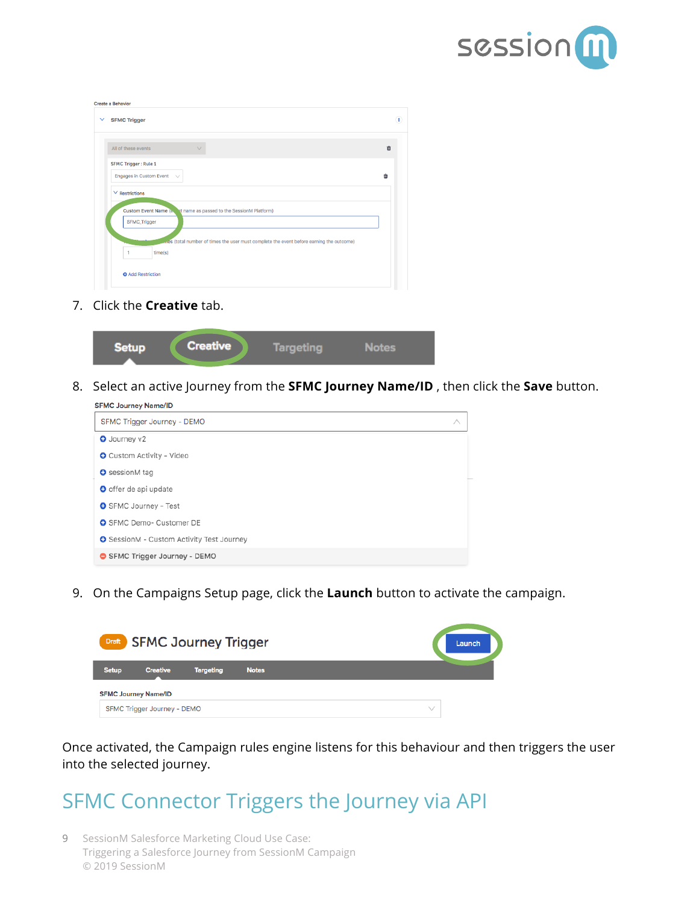7. Click the **Creative** tab.

8. Select an active Journey from the **SFMC Journey Name/ID** , then click the **Save** button.

9. On the Campaigns Setup page, click the **Launch** button to activate the campaign.

Once activated, the Campaign rules engine listens for this behaviour and then triggers the user into the selected journey.

## SFMC Connector Triggers the Journey via API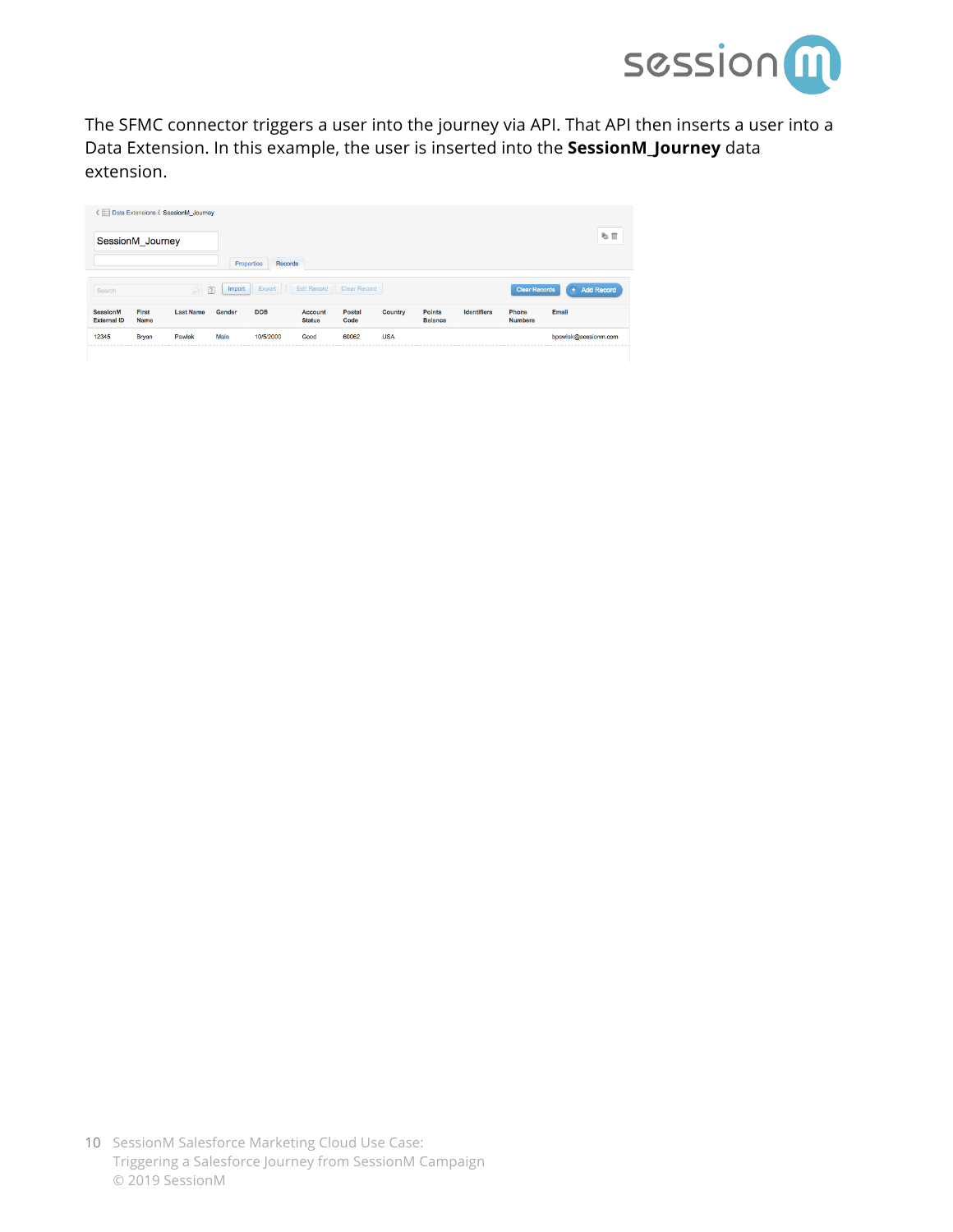The SFMC connector triggers a user into the journey via API. That API then inserts a user into a Data Extension. In this example, the user is inserted into the **SessionM_Journey** data extension.

Data Extensions SessionM_Journey

SessionM_Journey

Properties Records

Search Import Export Edit Record Clear Record Clear Records + Add Record

| SessionM External ID | First Name | Last Name | Gender | DOB | Account Status | Postal Code | Country | Points Balance | Identifiers | Phone Numbers | Email |
|---|---|---|---|---|---|---|---|---|---|---|---|
| 12345 | Bryan | Pawlak | Male | 10/5/2000 | Good | 60062 | USA | | | | bpawlak@sessionm.com |